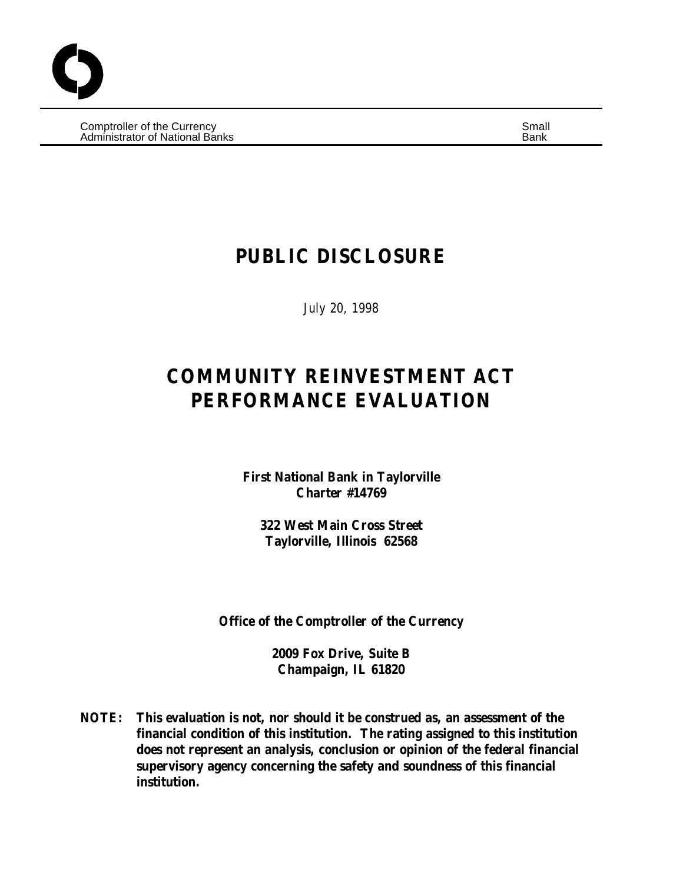Comptroller of the Currency
Administrator of National Banks

Small Bank

# PUBLIC DISCLOSURE

*July 20, 1998*

# COMMUNITY REINVESTMENT ACT PERFORMANCE EVALUATION

**First National Bank in Taylorville**
**Charter #14769**

**322 West Main Cross Street**
**Taylorville, Illinois 62568**

**Office of the Comptroller of the Currency**

**2009 Fox Drive, Suite B**
**Champaign, IL 61820**

**NOTE: This evaluation is not, nor should it be construed as, an assessment of the financial condition of this institution. The rating assigned to this institution does not represent an analysis, conclusion or opinion of the federal financial supervisory agency concerning the safety and soundness of this financial institution.**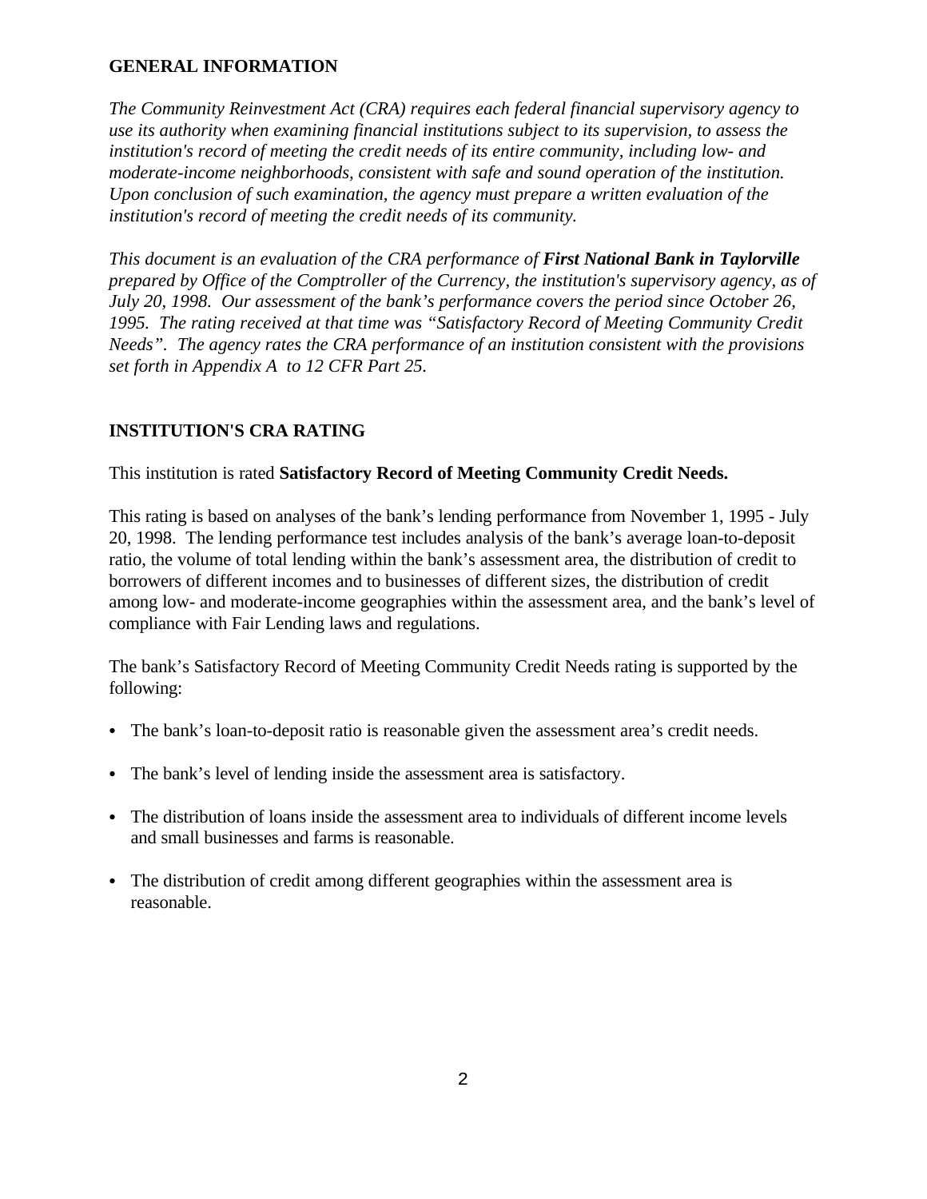## GENERAL INFORMATION

*The Community Reinvestment Act (CRA) requires each federal financial supervisory agency to use its authority when examining financial institutions subject to its supervision, to assess the institution's record of meeting the credit needs of its entire community, including low- and moderate-income neighborhoods, consistent with safe and sound operation of the institution. Upon conclusion of such examination, the agency must prepare a written evaluation of the institution's record of meeting the credit needs of its community.*

*This document is an evaluation of the CRA performance of **First National Bank in Taylorville** prepared by Office of the Comptroller of the Currency, the institution's supervisory agency, as of July 20, 1998. Our assessment of the bank's performance covers the period since October 26, 1995. The rating received at that time was "Satisfactory Record of Meeting Community Credit Needs". The agency rates the CRA performance of an institution consistent with the provisions set forth in Appendix A to 12 CFR Part 25.*

## INSTITUTION'S CRA RATING

This institution is rated **Satisfactory Record of Meeting Community Credit Needs.**

This rating is based on analyses of the bank's lending performance from November 1, 1995 - July 20, 1998. The lending performance test includes analysis of the bank's average loan-to-deposit ratio, the volume of total lending within the bank's assessment area, the distribution of credit to borrowers of different incomes and to businesses of different sizes, the distribution of credit among low- and moderate-income geographies within the assessment area, and the bank's level of compliance with Fair Lending laws and regulations.

The bank's Satisfactory Record of Meeting Community Credit Needs rating is supported by the following:

- The bank's loan-to-deposit ratio is reasonable given the assessment area's credit needs.
- The bank's level of lending inside the assessment area is satisfactory.
- The distribution of loans inside the assessment area to individuals of different income levels and small businesses and farms is reasonable.
- The distribution of credit among different geographies within the assessment area is reasonable.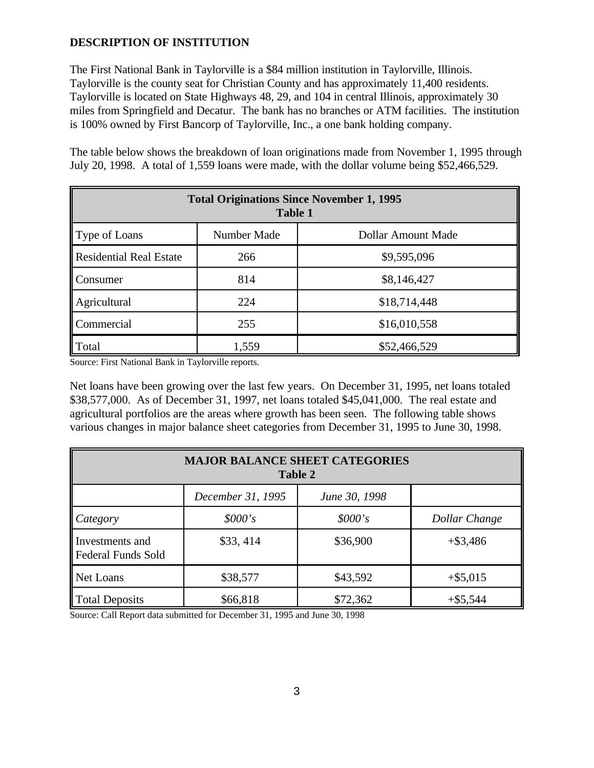**DESCRIPTION OF INSTITUTION**

The First National Bank in Taylorville is a $84 million institution in Taylorville, Illinois. Taylorville is the county seat for Christian County and has approximately 11,400 residents. Taylorville is located on State Highways 48, 29, and 104 in central Illinois, approximately 30 miles from Springfield and Decatur. The bank has no branches or ATM facilities. The institution is 100% owned by First Bancorp of Taylorville, Inc., a one bank holding company.

The table below shows the breakdown of loan originations made from November 1, 1995 through July 20, 1998. A total of 1,559 loans were made, with the dollar volume being $52,466,529.

| **Total Originations Since November 1, 1995 Table 1** | | |
|---|---|---|
| Type of Loans | Number Made | Dollar Amount Made |
| Residential Real Estate | 266 | $9,595,096 |
| Consumer | 814 | $8,146,427 |
| Agricultural | 224 | $18,714,448 |
| Commercial | 255 | $16,010,558 |
| Total | 1,559 | $52,466,529 |

Source: First National Bank in Taylorville reports.

Net loans have been growing over the last few years. On December 31, 1995, net loans totaled $38,577,000. As of December 31, 1997, net loans totaled $45,041,000. The real estate and agricultural portfolios are the areas where growth has been seen. The following table shows various changes in major balance sheet categories from December 31, 1995 to June 30, 1998.

| **MAJOR BALANCE SHEET CATEGORIES Table 2** | | | |
|---|---|---|---|
| | *December 31, 1995* | *June 30, 1998* | |
| *Category* | *$000's* | *$000's* | *Dollar Change* |
| Investments and Federal Funds Sold | $33, 414 | $36,900 | +$3,486 |
| Net Loans | $38,577 | $43,592 | +$5,015 |
| Total Deposits | $66,818 | $72,362 | +$5,544 |

Source: Call Report data submitted for December 31, 1995 and June 30, 1998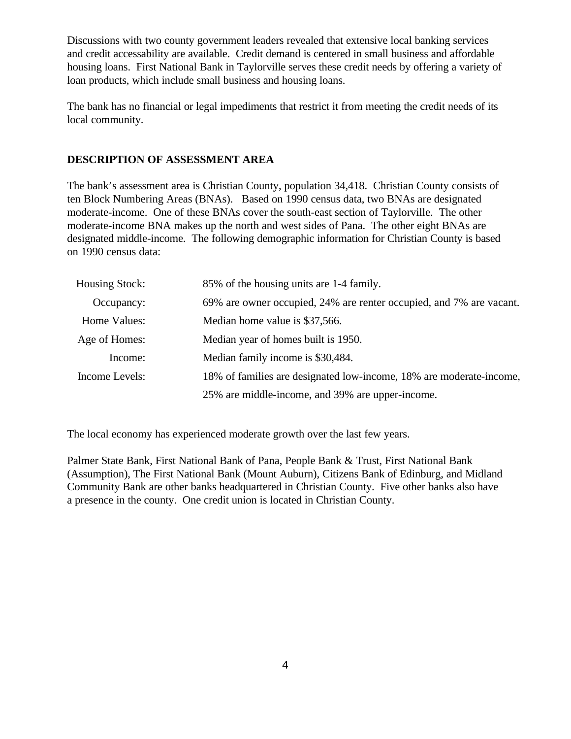Discussions with two county government leaders revealed that extensive local banking services and credit accessability are available. Credit demand is centered in small business and affordable housing loans. First National Bank in Taylorville serves these credit needs by offering a variety of loan products, which include small business and housing loans.

The bank has no financial or legal impediments that restrict it from meeting the credit needs of its local community.

## DESCRIPTION OF ASSESSMENT AREA

The bank's assessment area is Christian County, population 34,418. Christian County consists of ten Block Numbering Areas (BNAs). Based on 1990 census data, two BNAs are designated moderate-income. One of these BNAs cover the south-east section of Taylorville. The other moderate-income BNA makes up the north and west sides of Pana. The other eight BNAs are designated middle-income. The following demographic information for Christian County is based on 1990 census data:

| | |
|---|---|
| Housing Stock: | 85% of the housing units are 1-4 family. |
| Occupancy: | 69% are owner occupied, 24% are renter occupied, and 7% are vacant. |
| Home Values: | Median home value is $37,566. |
| Age of Homes: | Median year of homes built is 1950. |
| Income: | Median family income is $30,484. |
| Income Levels: | 18% of families are designated low-income, 18% are moderate-income, 25% are middle-income, and 39% are upper-income. |

The local economy has experienced moderate growth over the last few years.

Palmer State Bank, First National Bank of Pana, People Bank & Trust, First National Bank (Assumption), The First National Bank (Mount Auburn), Citizens Bank of Edinburg, and Midland Community Bank are other banks headquartered in Christian County. Five other banks also have a presence in the county. One credit union is located in Christian County.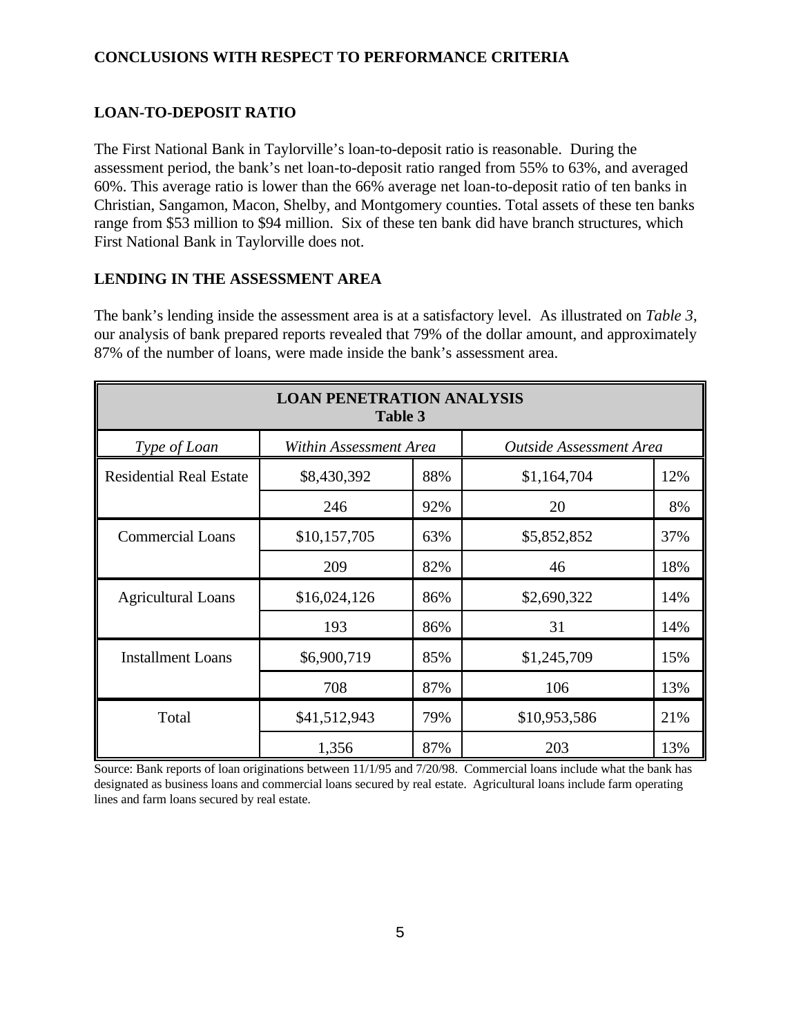## CONCLUSIONS WITH RESPECT TO PERFORMANCE CRITERIA

### LOAN-TO-DEPOSIT RATIO

The First National Bank in Taylorville's loan-to-deposit ratio is reasonable. During the assessment period, the bank's net loan-to-deposit ratio ranged from 55% to 63%, and averaged 60%. This average ratio is lower than the 66% average net loan-to-deposit ratio of ten banks in Christian, Sangamon, Macon, Shelby, and Montgomery counties. Total assets of these ten banks range from $53 million to $94 million. Six of these ten bank did have branch structures, which First National Bank in Taylorville does not.

### LENDING IN THE ASSESSMENT AREA

The bank's lending inside the assessment area is at a satisfactory level. As illustrated on *Table 3*, our analysis of bank prepared reports revealed that 79% of the dollar amount, and approximately 87% of the number of loans, were made inside the bank's assessment area.

**LOAN PENETRATION ANALYSIS**
**Table 3**

| *Type of Loan* | *Within Assessment Area* | | *Outside Assessment Area* | |
|---|---|---|---|---|
| Residential Real Estate | $8,430,392 | 88% | $1,164,704 | 12% |
| | 246 | 92% | 20 | 8% |
| Commercial Loans | $10,157,705 | 63% | $5,852,852 | 37% |
| | 209 | 82% | 46 | 18% |
| Agricultural Loans | $16,024,126 | 86% | $2,690,322 | 14% |
| | 193 | 86% | 31 | 14% |
| Installment Loans | $6,900,719 | 85% | $1,245,709 | 15% |
| | 708 | 87% | 106 | 13% |
| Total | $41,512,943 | 79% | $10,953,586 | 21% |
| | 1,356 | 87% | 203 | 13% |

Source: Bank reports of loan originations between 11/1/95 and 7/20/98. Commercial loans include what the bank has designated as business loans and commercial loans secured by real estate. Agricultural loans include farm operating lines and farm loans secured by real estate.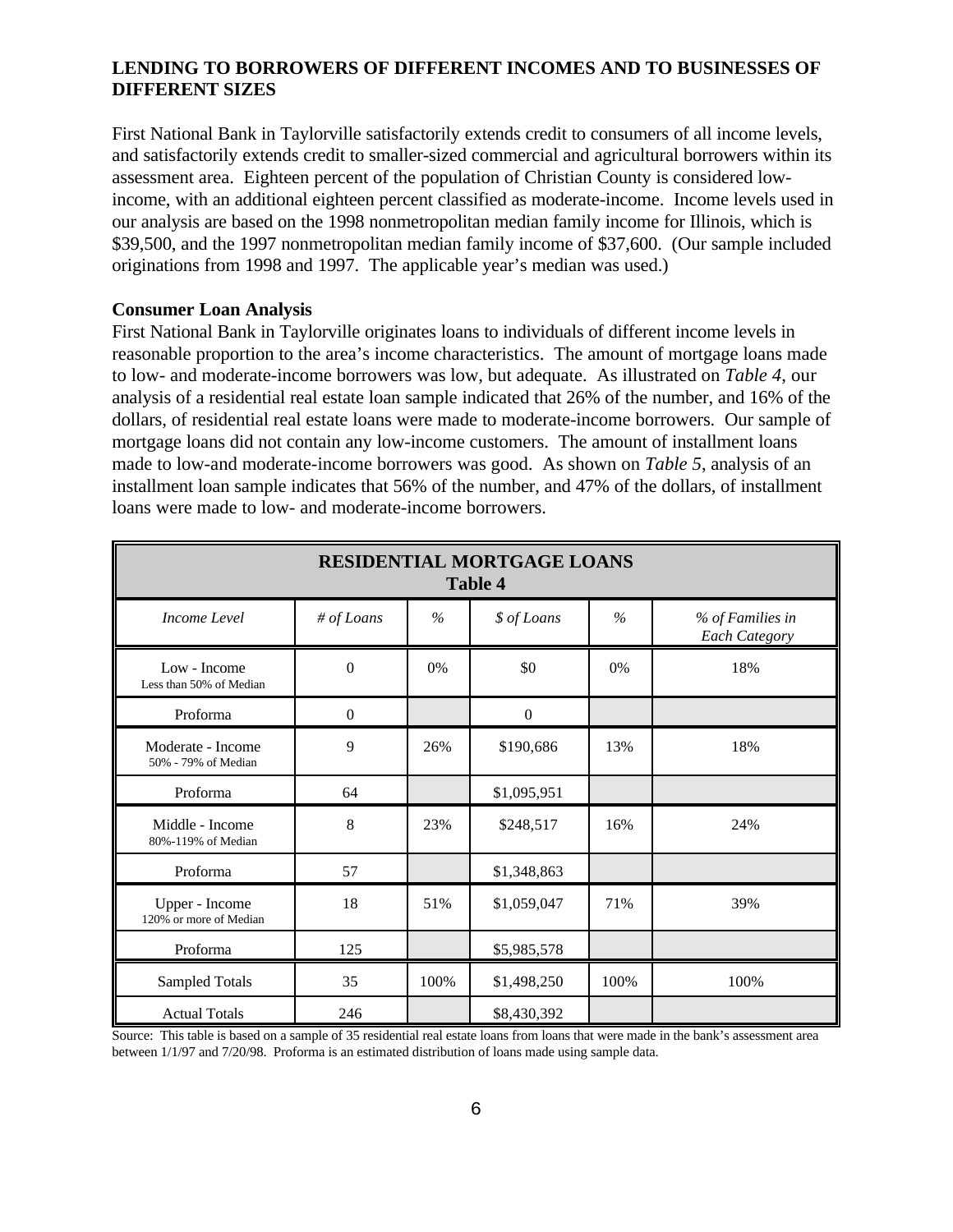## LENDING TO BORROWERS OF DIFFERENT INCOMES AND TO BUSINESSES OF DIFFERENT SIZES

First National Bank in Taylorville satisfactorily extends credit to consumers of all income levels, and satisfactorily extends credit to smaller-sized commercial and agricultural borrowers within its assessment area. Eighteen percent of the population of Christian County is considered low-income, with an additional eighteen percent classified as moderate-income. Income levels used in our analysis are based on the 1998 nonmetropolitan median family income for Illinois, which is $39,500, and the 1997 nonmetropolitan median family income of $37,600. (Our sample included originations from 1998 and 1997. The applicable year's median was used.)

### Consumer Loan Analysis

First National Bank in Taylorville originates loans to individuals of different income levels in reasonable proportion to the area's income characteristics. The amount of mortgage loans made to low- and moderate-income borrowers was low, but adequate. As illustrated on *Table 4*, our analysis of a residential real estate loan sample indicated that 26% of the number, and 16% of the dollars, of residential real estate loans were made to moderate-income borrowers. Our sample of mortgage loans did not contain any low-income customers. The amount of installment loans made to low-and moderate-income borrowers was good. As shown on *Table 5*, analysis of an installment loan sample indicates that 56% of the number, and 47% of the dollars, of installment loans were made to low- and moderate-income borrowers.

**RESIDENTIAL MORTGAGE LOANS**
**Table 4**

| *Income Level* | *# of Loans* | *%* | *$ of Loans* | *%* | *% of Families in Each Category* |
|---|---|---|---|---|---|
| Low - Income<br>Less than 50% of Median | 0 | 0% | $0 | 0% | 18% |
| Proforma | 0 | | 0 | | |
| Moderate - Income<br>50% - 79% of Median | 9 | 26% | $190,686 | 13% | 18% |
| Proforma | 64 | | $1,095,951 | | |
| Middle - Income<br>80%-119% of Median | 8 | 23% | $248,517 | 16% | 24% |
| Proforma | 57 | | $1,348,863 | | |
| Upper - Income<br>120% or more of Median | 18 | 51% | $1,059,047 | 71% | 39% |
| Proforma | 125 | | $5,985,578 | | |
| Sampled Totals | 35 | 100% | $1,498,250 | 100% | 100% |
| Actual Totals | 246 | | $8,430,392 | | |

Source: This table is based on a sample of 35 residential real estate loans from loans that were made in the bank's assessment area between 1/1/97 and 7/20/98. Proforma is an estimated distribution of loans made using sample data.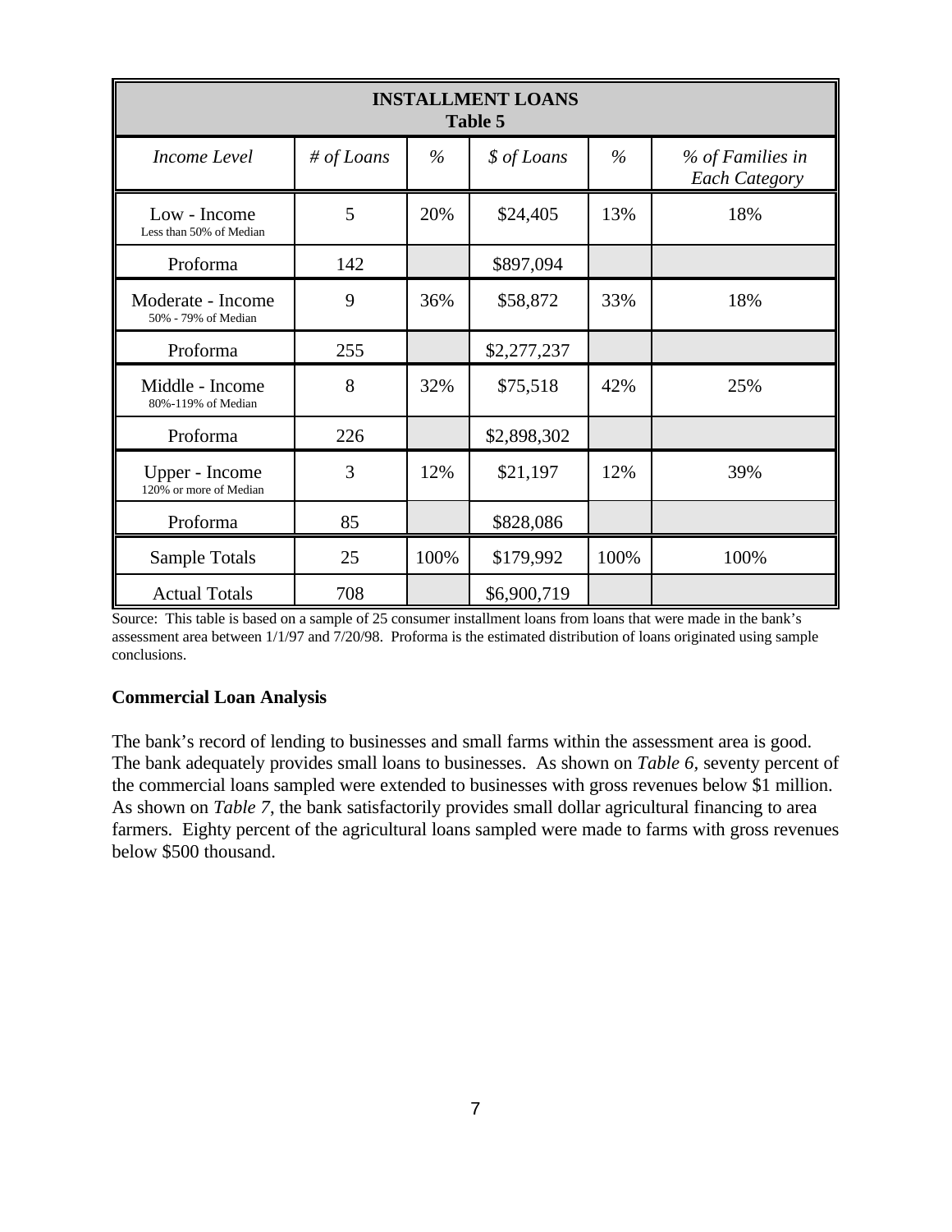| INSTALLMENT LOANS Table 5 | | | | | |
|---|---|---|---|---|---|
| *Income Level* | *# of Loans* | *%* | *$ of Loans* | *%* | *% of Families in Each Category* |
| Low - Income Less than 50% of Median | 5 | 20% | $24,405 | 13% | 18% |
| Proforma | 142 | | $897,094 | | |
| Moderate - Income 50% - 79% of Median | 9 | 36% | $58,872 | 33% | 18% |
| Proforma | 255 | | $2,277,237 | | |
| Middle - Income 80%-119% of Median | 8 | 32% | $75,518 | 42% | 25% |
| Proforma | 226 | | $2,898,302 | | |
| Upper - Income 120% or more of Median | 3 | 12% | $21,197 | 12% | 39% |
| Proforma | 85 | | $828,086 | | |
| Sample Totals | 25 | 100% | $179,992 | 100% | 100% |
| Actual Totals | 708 | | $6,900,719 | | |

Source: This table is based on a sample of 25 consumer installment loans from loans that were made in the bank's assessment area between 1/1/97 and 7/20/98. Proforma is the estimated distribution of loans originated using sample conclusions.

**Commercial Loan Analysis**

The bank's record of lending to businesses and small farms within the assessment area is good. The bank adequately provides small loans to businesses. As shown on *Table 6*, seventy percent of the commercial loans sampled were extended to businesses with gross revenues below $1 million. As shown on *Table 7*, the bank satisfactorily provides small dollar agricultural financing to area farmers. Eighty percent of the agricultural loans sampled were made to farms with gross revenues below $500 thousand.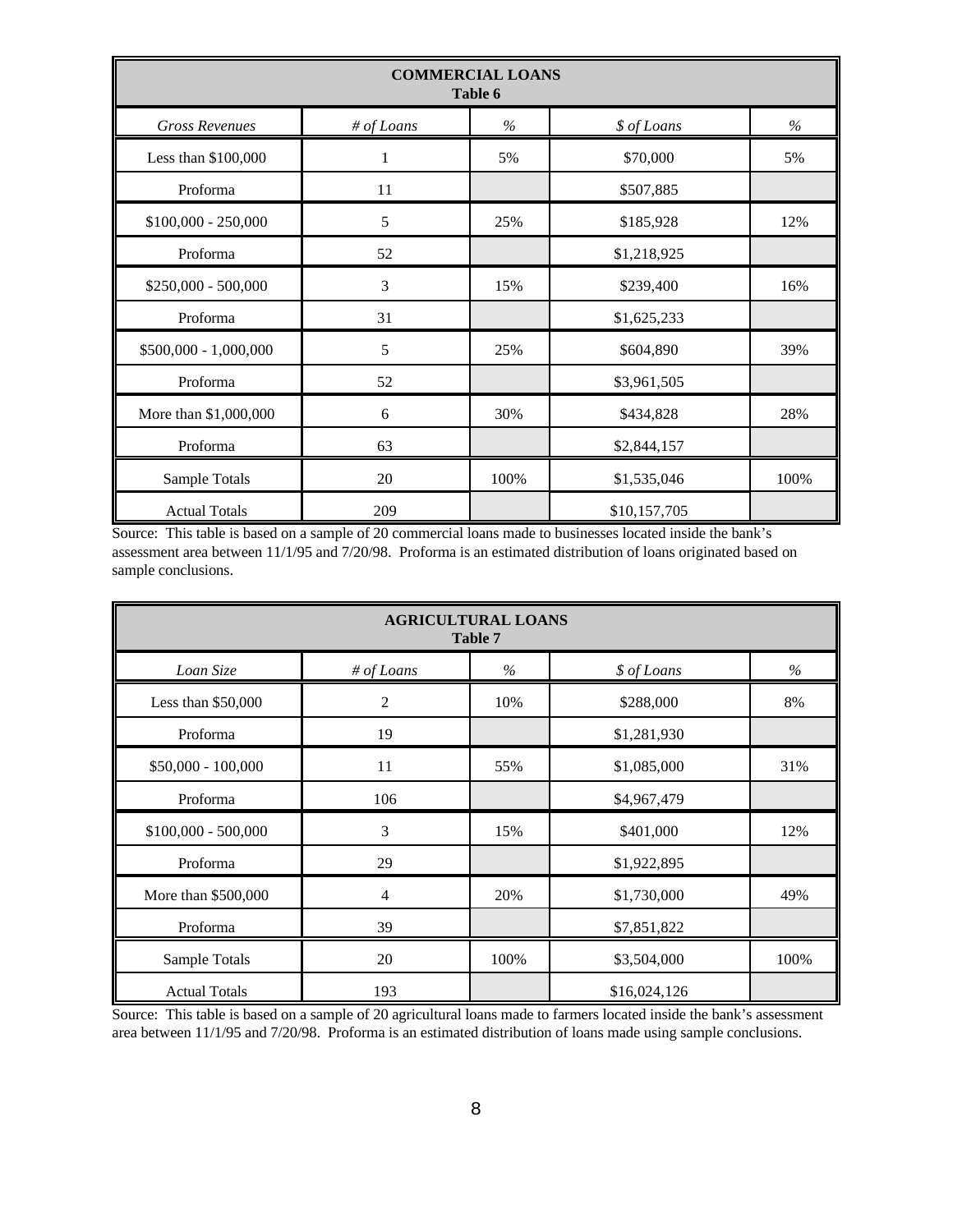| COMMERCIAL LOANS<br>Table 6 | | | | |
|---|---|---|---|---|
| *Gross Revenues* | *# of Loans* | *%* | *$ of Loans* | *%* |
| Less than $100,000 | 1 | 5% | $70,000 | 5% |
| Proforma | 11 | | $507,885 | |
| $100,000 - 250,000 | 5 | 25% | $185,928 | 12% |
| Proforma | 52 | | $1,218,925 | |
| $250,000 - 500,000 | 3 | 15% | $239,400 | 16% |
| Proforma | 31 | | $1,625,233 | |
| $500,000 - 1,000,000 | 5 | 25% | $604,890 | 39% |
| Proforma | 52 | | $3,961,505 | |
| More than $1,000,000 | 6 | 30% | $434,828 | 28% |
| Proforma | 63 | | $2,844,157 | |
| Sample Totals | 20 | 100% | $1,535,046 | 100% |
| Actual Totals | 209 | | $10,157,705 | |

Source: This table is based on a sample of 20 commercial loans made to businesses located inside the bank's assessment area between 11/1/95 and 7/20/98. Proforma is an estimated distribution of loans originated based on sample conclusions.

| AGRICULTURAL LOANS<br>Table 7 | | | | |
|---|---|---|---|---|
| *Loan Size* | *# of Loans* | *%* | *$ of Loans* | *%* |
| Less than $50,000 | 2 | 10% | $288,000 | 8% |
| Proforma | 19 | | $1,281,930 | |
| $50,000 - 100,000 | 11 | 55% | $1,085,000 | 31% |
| Proforma | 106 | | $4,967,479 | |
| $100,000 - 500,000 | 3 | 15% | $401,000 | 12% |
| Proforma | 29 | | $1,922,895 | |
| More than $500,000 | 4 | 20% | $1,730,000 | 49% |
| Proforma | 39 | | $7,851,822 | |
| Sample Totals | 20 | 100% | $3,504,000 | 100% |
| Actual Totals | 193 | | $16,024,126 | |

Source: This table is based on a sample of 20 agricultural loans made to farmers located inside the bank's assessment area between 11/1/95 and 7/20/98. Proforma is an estimated distribution of loans made using sample conclusions.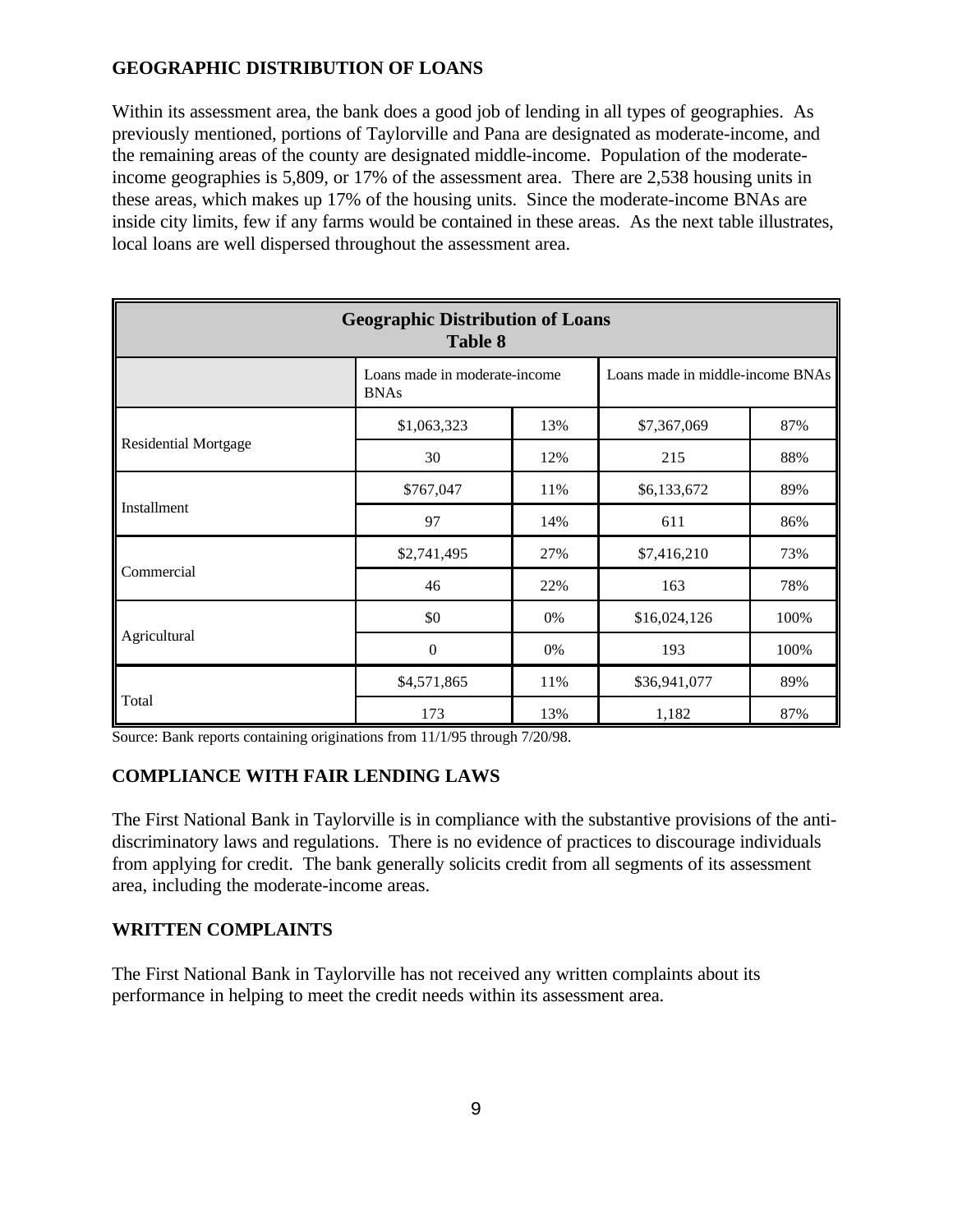## GEOGRAPHIC DISTRIBUTION OF LOANS

Within its assessment area, the bank does a good job of lending in all types of geographies. As previously mentioned, portions of Taylorville and Pana are designated as moderate-income, and the remaining areas of the county are designated middle-income. Population of the moderate-income geographies is 5,809, or 17% of the assessment area. There are 2,538 housing units in these areas, which makes up 17% of the housing units. Since the moderate-income BNAs are inside city limits, few if any farms would be contained in these areas. As the next table illustrates, local loans are well dispersed throughout the assessment area.

**Geographic Distribution of Loans**
**Table 8**

| | Loans made in moderate-income BNAs | | Loans made in middle-income BNAs | |
|---|---|---|---|---|
| Residential Mortgage | $1,063,323 | 13% | $7,367,069 | 87% |
| | 30 | 12% | 215 | 88% |
| Installment | $767,047 | 11% | $6,133,672 | 89% |
| | 97 | 14% | 611 | 86% |
| Commercial | $2,741,495 | 27% | $7,416,210 | 73% |
| | 46 | 22% | 163 | 78% |
| Agricultural | $0 | 0% | $16,024,126 | 100% |
| | 0 | 0% | 193 | 100% |
| Total | $4,571,865 | 11% | $36,941,077 | 89% |
| | 173 | 13% | 1,182 | 87% |

Source: Bank reports containing originations from 11/1/95 through 7/20/98.

## COMPLIANCE WITH FAIR LENDING LAWS

The First National Bank in Taylorville is in compliance with the substantive provisions of the anti-discriminatory laws and regulations. There is no evidence of practices to discourage individuals from applying for credit. The bank generally solicits credit from all segments of its assessment area, including the moderate-income areas.

## WRITTEN COMPLAINTS

The First National Bank in Taylorville has not received any written complaints about its performance in helping to meet the credit needs within its assessment area.